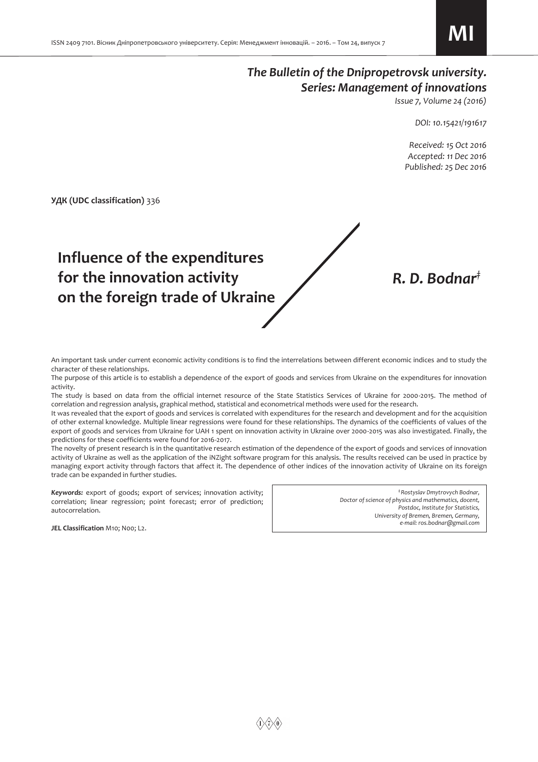*The Bulletin of the Dnipropetrovsk university.*
*Series: Management of innovations*
*Issue 7, Volume 24 (2016)*

*DOI: 10.15421/191617*

*Received: 15 Oct 2016*
*Accepted: 11 Dec 2016*
*Published: 25 Dec 2016*

**УДК (UDC classification)** 336

# Influence of the expenditures for the innovation activity on the foreign trade of Ukraine

***R. D. Bodnar*[‡]**

An important task under current economic activity conditions is to find the interrelations between different economic indices and to study the character of these relationships.

The purpose of this article is to establish a dependence of the export of goods and services from Ukraine on the expenditures for innovation activity.

The study is based on data from the official internet resource of the State Statistics Services of Ukraine for 2000-2015. The method of correlation and regression analysis, graphical method, statistical and econometrical methods were used for the research.

It was revealed that the export of goods and services is correlated with expenditures for the research and development and for the acquisition of other external knowledge. Multiple linear regressions were found for these relationships. The dynamics of the coefficients of values of the export of goods and services from Ukraine for UAH 1 spent on innovation activity in Ukraine over 2000-2015 was also investigated. Finally, the predictions for these coefficients were found for 2016-2017.

The novelty of present research is in the quantitative research estimation of the dependence of the export of goods and services of innovation activity of Ukraine as well as the application of the iNZight software program for this analysis. The results received can be used in practice by managing export activity through factors that affect it. The dependence of other indices of the innovation activity of Ukraine on its foreign trade can be expanded in further studies.

***Keywords:*** export of goods; export of services; innovation activity; correlation; linear regression; point forecast; error of prediction; autocorrelation.

**JEL Classification** M10; N00; L2.

*[‡] Rostyslav Dmytrovych Bodnar,*
*Doctor of science of physics and mathematics, docent,*
*Postdoc, Institute for Statistics,*
*University of Bremen, Bremen, Germany,*
*e-mail: ros.bodnar@gmail.com*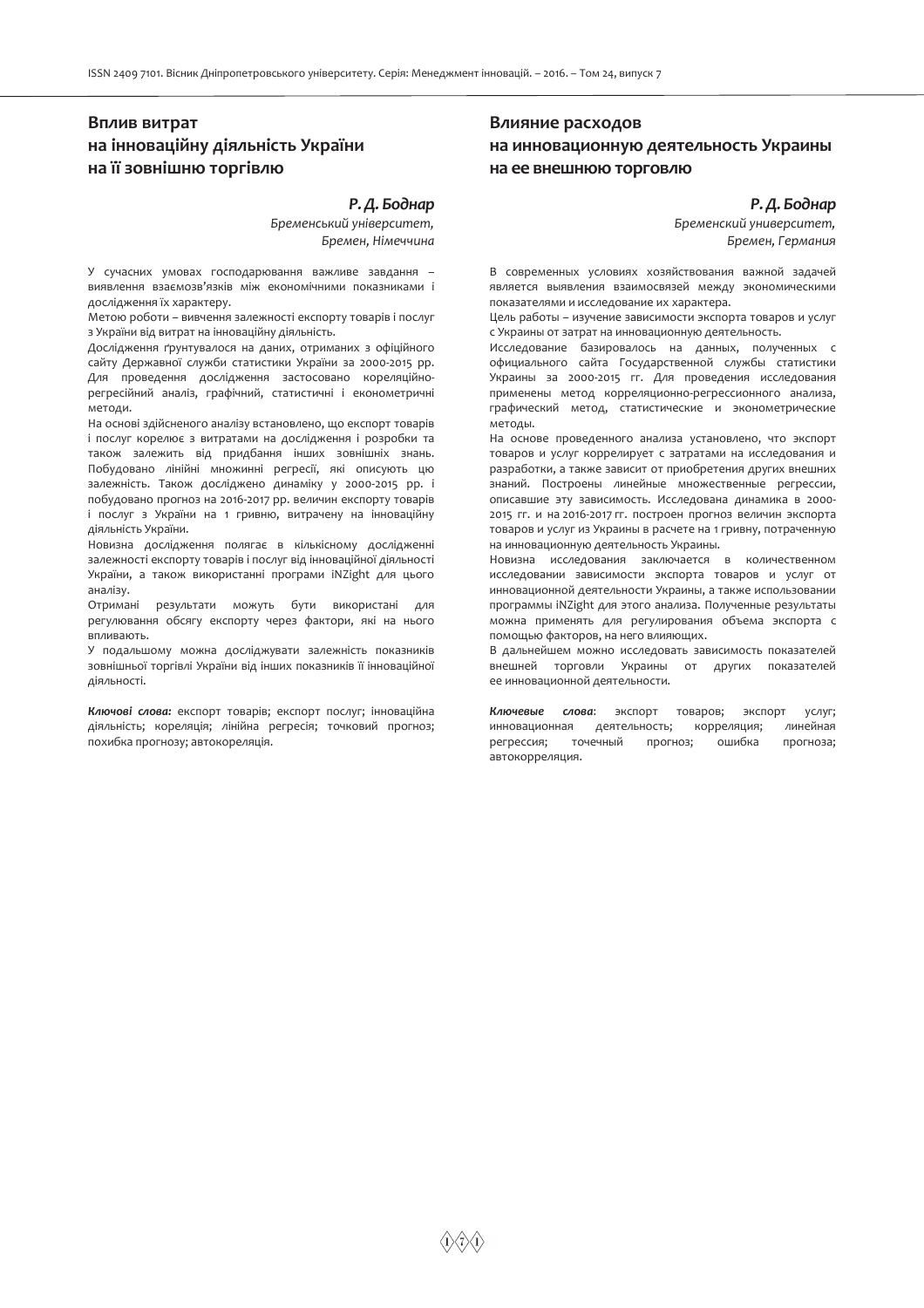## Вплив витрат на інноваційну діяльність України на її зовнішню торгівлю

***Р. Д. Боднар***

*Бременський університет, Бремен, Німеччина*

У сучасних умовах господарювання важливе завдання – виявлення взаємозв'язків між економічними показниками і дослідження їх характеру.

Метою роботи – вивчення залежності експорту товарів і послуг з України від витрат на інноваційну діяльність.

Дослідження ґрунтувалося на даних, отриманих з офіційного сайту Державної служби статистики України за 2000-2015 рр. Для проведення дослідження застосовано кореляційно-регресійний аналіз, графічний, статистичні і економетричні методи.

На основі здійсненого аналізу встановлено, що експорт товарів і послуг корелює з витратами на дослідження і розробки та також залежить від придбання інших зовнішніх знань. Побудовано лінійні множинні регресії, які описують цю залежність. Також досліджено динаміку у 2000-2015 рр. і побудовано прогноз на 2016-2017 рр. величин експорту товарів і послуг з України на 1 гривню, витрачену на інноваційну діяльність України.

Новизна дослідження полягає в кількісному дослідженні залежності експорту товарів і послуг від інноваційної діяльності України, а також використанні програми iNZight для цього аналізу.

Отримані результати можуть бути використані для регулювання обсягу експорту через фактори, які на нього впливають.

У подальшому можна досліджувати залежність показників зовнішньої торгівлі України від інших показників її інноваційної діяльності.

***Ключові слова:*** експорт товарів; експорт послуг; інноваційна діяльність; кореляція; лінійна регресія; точковий прогноз; похибка прогнозу; автокореляція.

## Влияние расходов на инновационную деятельность Украины на ее внешнюю торговлю

***Р. Д. Боднар***

*Бременский университет, Бремен, Германия*

В современных условиях хозяйствования важной задачей является выявления взаимосвязей между экономическими показателями и исследование их характера.

Цель работы – изучение зависимости экспорта товаров и услуг с Украины от затрат на инновационную деятельность.

Исследование базировалось на данных, полученных с официального сайта Государственной службы статистики Украины за 2000-2015 гг. Для проведения исследования применены метод корреляционно-регрессионного анализа, графический метод, статистические и эконометрические методы.

На основе проведенного анализа установлено, что экспорт товаров и услуг коррелирует с затратами на исследования и разработки, а также зависит от приобретения других внешних знаний. Построены линейные множественные регрессии, описавшие эту зависимость. Исследована динамика в 2000-2015 гг. и на 2016-2017 гг. построен прогноз величин экспорта товаров и услуг из Украины в расчете на 1 гривну, потраченную на инновационную деятельность Украины.

Новизна исследования заключается в количественном исследовании зависимости экспорта товаров и услуг от инновационной деятельности Украины, а также использовании программы iNZight для этого анализа. Полученные результаты можно применять для регулирования объема экспорта с помощью факторов, на него влияющих.

В дальнейшем можно исследовать зависимость показателей внешней торговли Украины от других показателей ее инновационной деятельности.

***Ключевые слова***: экспорт товаров; экспорт услуг; инновационная деятельность; корреляция; линейная регрессия; точечный прогноз; ошибка прогноза; автокорреляция.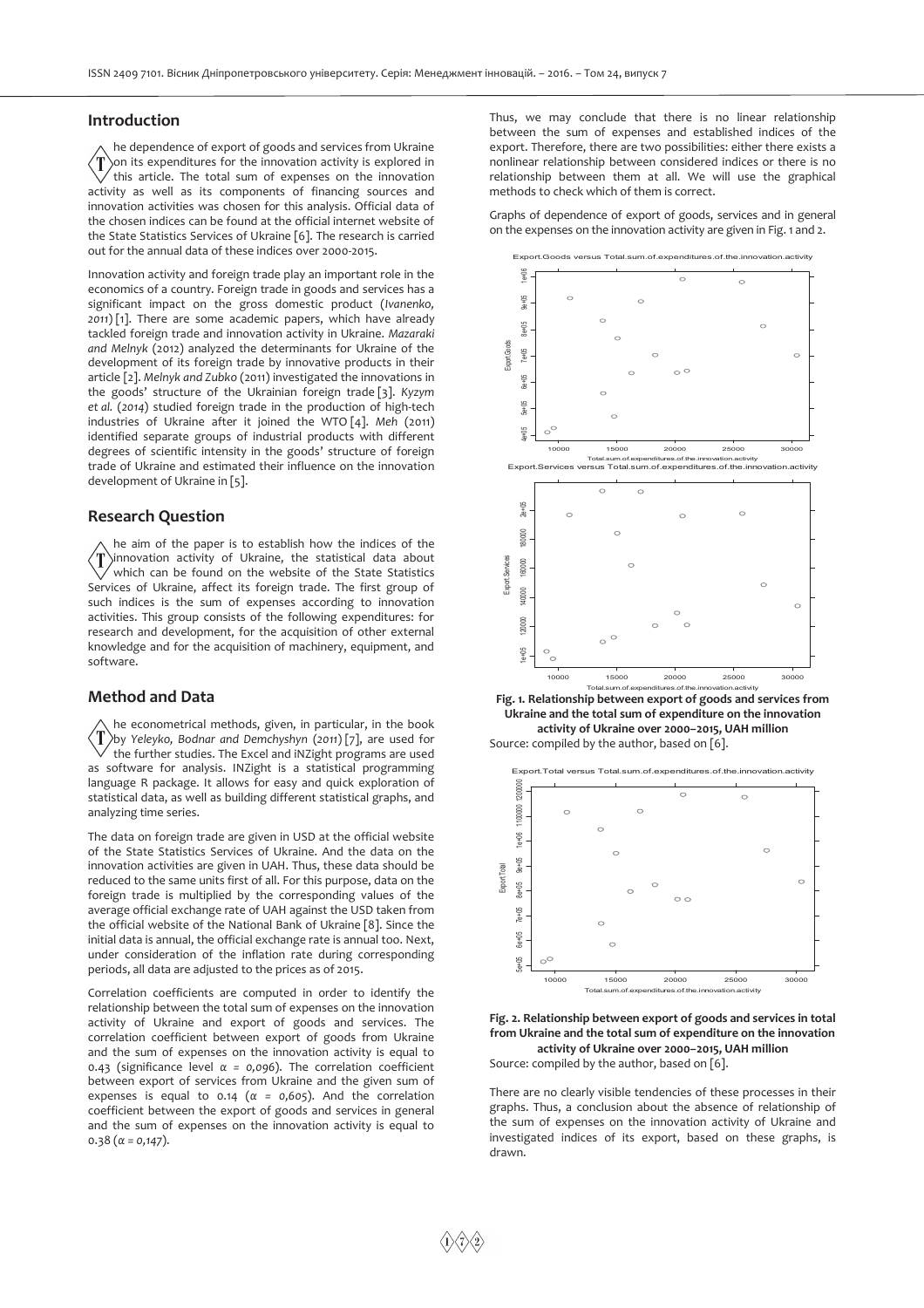## Introduction

The dependence of export of goods and services from Ukraine on its expenditures for the innovation activity is explored in this article. The total sum of expenses on the innovation activity as well as its components of financing sources and innovation activities was chosen for this analysis. Official data of the chosen indices can be found at the official internet website of the State Statistics Services of Ukraine [6]. The research is carried out for the annual data of these indices over 2000-2015.

Innovation activity and foreign trade play an important role in the economics of a country. Foreign trade in goods and services has a significant impact on the gross domestic product (*Ivanenko, 2011*) [1]. There are some academic papers, which have already tackled foreign trade and innovation activity in Ukraine. *Mazaraki and Melnyk* (2012) analyzed the determinants for Ukraine of the development of its foreign trade by innovative products in their article [2]. *Melnyk and Zubko* (2011) investigated the innovations in the goods' structure of the Ukrainian foreign trade [3]. *Kyzym et al. (2014)* studied foreign trade in the production of high-tech industries of Ukraine after it joined the WTO [4]. *Meh* (2011) identified separate groups of industrial products with different degrees of scientific intensity in the goods' structure of foreign trade of Ukraine and estimated their influence on the innovation development of Ukraine in [5].

## Research Question

The aim of the paper is to establish how the indices of the innovation activity of Ukraine, the statistical data about which can be found on the website of the State Statistics Services of Ukraine, affect its foreign trade. The first group of such indices is the sum of expenses according to innovation activities. This group consists of the following expenditures: for research and development, for the acquisition of other external knowledge and for the acquisition of machinery, equipment, and software.

## Method and Data

The econometrical methods, given, in particular, in the book by *Yeleyko, Bodnar and Demchyshyn (2011)* [7], are used for the further studies. The Excel and iNZight programs are used as software for analysis. INZight is a statistical programming language R package. It allows for easy and quick exploration of statistical data, as well as building different statistical graphs, and analyzing time series.

The data on foreign trade are given in USD at the official website of the State Statistics Services of Ukraine. And the data on the innovation activities are given in UAH. Thus, these data should be reduced to the same units first of all. For this purpose, data on the foreign trade is multiplied by the corresponding values of the average official exchange rate of UAH against the USD taken from the official website of the National Bank of Ukraine [8]. Since the initial data is annual, the official exchange rate is annual too. Next, under consideration of the inflation rate during corresponding periods, all data are adjusted to the prices as of 2015.

Correlation coefficients are computed in order to identify the relationship between the total sum of expenses on the innovation activity of Ukraine and export of goods and services. The correlation coefficient between export of goods from Ukraine and the sum of expenses on the innovation activity is equal to 0.43 (significance level $\alpha = 0{,}096$). The correlation coefficient between export of services from Ukraine and the given sum of expenses is equal to 0.14 ($\alpha = 0{,}605$). And the correlation coefficient between the export of goods and services in general and the sum of expenses on the innovation activity is equal to 0.38 ($\alpha = 0{,}147$).

Thus, we may conclude that there is no linear relationship between the sum of expenses and established indices of the export. Therefore, there are two possibilities: either there exists a nonlinear relationship between considered indices or there is no relationship between them at all. We will use the graphical methods to check which of them is correct.

Graphs of dependence of export of goods, services and in general on the expenses on the innovation activity are given in Fig. 1 and 2.

**Fig. 1. Relationship between export of goods and services from Ukraine and the total sum of expenditure on the innovation activity of Ukraine over 2000–2015, UAH million**

Source: compiled by the author, based on [6].

**Fig. 2. Relationship between export of goods and services in total from Ukraine and the total sum of expenditure on the innovation activity of Ukraine over 2000–2015, UAH million**

Source: compiled by the author, based on [6].

There are no clearly visible tendencies of these processes in their graphs. Thus, a conclusion about the absence of relationship of the sum of expenses on the innovation activity of Ukraine and investigated indices of its export, based on these graphs, is drawn.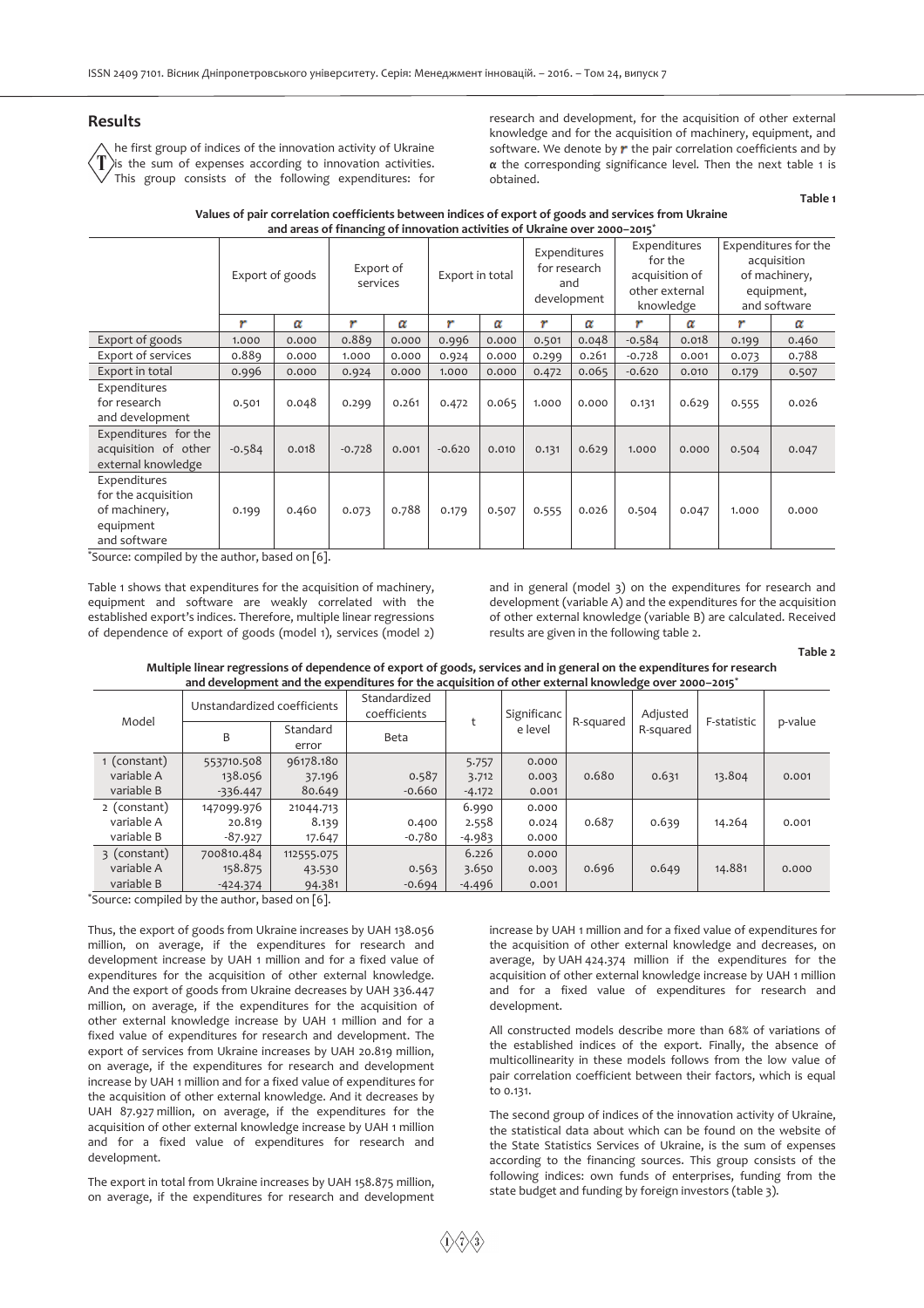## Results

The first group of indices of the innovation activity of Ukraine is the sum of expenses according to innovation activities. This group consists of the following expenditures: for research and development, for the acquisition of other external knowledge and for the acquisition of machinery, equipment, and software. We denote by $r$ the pair correlation coefficients and by $\alpha$ the corresponding significance level. Then the next table 1 is obtained.

**Table 1**

**Values of pair correlation coefficients between indices of export of goods and services from Ukraine and areas of financing of innovation activities of Ukraine over 2000–2015***

| | Export of goods | | Export of services | | Export in total | | Expenditures for research and development | | Expenditures for the acquisition of other external knowledge | | Expenditures for the acquisition of machinery, equipment, and software | |
|---|---|---|---|---|---|---|---|---|---|---|---|---|
| | $r$ | $\alpha$ | $r$ | $\alpha$ | $r$ | $\alpha$ | $r$ | $\alpha$ | $r$ | $\alpha$ | $r$ | $\alpha$ |
| Export of goods | 1.000 | 0.000 | 0.889 | 0.000 | 0.996 | 0.000 | 0.501 | 0.048 | -0.584 | 0.018 | 0.199 | 0.460 |
| Export of services | 0.889 | 0.000 | 1.000 | 0.000 | 0.924 | 0.000 | 0.299 | 0.261 | -0.728 | 0.001 | 0.073 | 0.788 |
| Export in total | 0.996 | 0.000 | 0.924 | 0.000 | 1.000 | 0.000 | 0.472 | 0.065 | -0.620 | 0.010 | 0.179 | 0.507 |
| Expenditures for research and development | 0.501 | 0.048 | 0.299 | 0.261 | 0.472 | 0.065 | 1.000 | 0.000 | 0.131 | 0.629 | 0.555 | 0.026 |
| Expenditures for the acquisition of other external knowledge | -0.584 | 0.018 | -0.728 | 0.001 | -0.620 | 0.010 | 0.131 | 0.629 | 1.000 | 0.000 | 0.504 | 0.047 |
| Expenditures for the acquisition of machinery, equipment and software | 0.199 | 0.460 | 0.073 | 0.788 | 0.179 | 0.507 | 0.555 | 0.026 | 0.504 | 0.047 | 1.000 | 0.000 |

*Source: compiled by the author, based on [6].

Table 1 shows that expenditures for the acquisition of machinery, equipment and software are weakly correlated with the established export's indices. Therefore, multiple linear regressions of dependence of export of goods (model 1), services (model 2) and in general (model 3) on the expenditures for research and development (variable A) and the expenditures for the acquisition of other external knowledge (variable B) are calculated. Received results are given in the following table 2.

**Table 2**

**Multiple linear regressions of dependence of export of goods, services and in general on the expenditures for research and development and the expenditures for the acquisition of other external knowledge over 2000–2015***

| Model | Unstandardized coefficients | | Standardized coefficients | t | Significance level | R-squared | Adjusted R-squared | F-statistic | p-value |
|---|---|---|---|---|---|---|---|---|---|
| | B | Standard error | Beta | | | | | | |
| 1 (constant) | 553710.508 | 96178.180 | | 5.757 | 0.000 | 0.680 | 0.631 | 13.804 | 0.001 |
| variable A | 138.056 | 37.196 | 0.587 | 3.712 | 0.003 | | | | |
| variable B | -336.447 | 80.649 | -0.660 | -4.172 | 0.001 | | | | |
| 2 (constant) | 147099.976 | 21044.713 | | 6.990 | 0.000 | 0.687 | 0.639 | 14.264 | 0.001 |
| variable A | 20.819 | 8.139 | 0.400 | 2.558 | 0.024 | | | | |
| variable B | -87.927 | 17.647 | -0.780 | -4.983 | 0.000 | | | | |
| 3 (constant) | 700810.484 | 112555.075 | | 6.226 | 0.000 | 0.696 | 0.649 | 14.881 | 0.000 |
| variable A | 158.875 | 43.530 | 0.563 | 3.650 | 0.003 | | | | |
| variable B | -424.374 | 94.381 | -0.694 | -4.496 | 0.001 | | | | |

*Source: compiled by the author, based on [6].

Thus, the export of goods from Ukraine increases by UAH 138.056 million, on average, if the expenditures for research and development increase by UAH 1 million and for a fixed value of expenditures for the acquisition of other external knowledge. And the export of goods from Ukraine decreases by UAH 336.447 million, on average, if the expenditures for the acquisition of other external knowledge increase by UAH 1 million and for a fixed value of expenditures for research and development. The export of services from Ukraine increases by UAH 20.819 million, on average, if the expenditures for research and development increase by UAH 1 million and for a fixed value of expenditures for the acquisition of other external knowledge. And it decreases by UAH 87.927 million, on average, if the expenditures for the acquisition of other external knowledge increase by UAH 1 million and for a fixed value of expenditures for research and development.

The export in total from Ukraine increases by UAH 158.875 million, on average, if the expenditures for research and development increase by UAH 1 million and for a fixed value of expenditures for the acquisition of other external knowledge and decreases, on average, by UAH 424.374 million if the expenditures for the acquisition of other external knowledge increase by UAH 1 million and for a fixed value of expenditures for research and development.

All constructed models describe more than 68% of variations of the established indices of the export. Finally, the absence of multicollinearity in these models follows from the low value of pair correlation coefficient between their factors, which is equal to 0.131.

The second group of indices of the innovation activity of Ukraine, the statistical data about which can be found on the website of the State Statistics Services of Ukraine, is the sum of expenses according to the financing sources. This group consists of the following indices: own funds of enterprises, funding from the state budget and funding by foreign investors (table 3).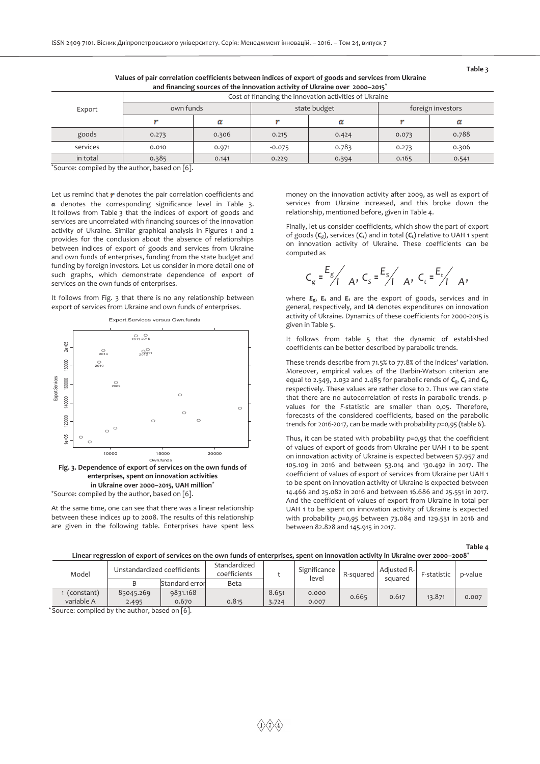Table 3

**Values of pair correlation coefficients between indices of export of goods and services from Ukraine and financing sources of the innovation activity of Ukraine over 2000–2015***

| Export | Cost of financing the innovation activities of Ukraine | | | | | |
|---|---|---|---|---|---|---|
| | own funds | | state budget | | foreign investors | |
| | $r$ | $\alpha$ | $r$ | $\alpha$ | $r$ | $\alpha$ |
| goods | 0.273 | 0.306 | 0.215 | 0.424 | 0.073 | 0.788 |
| services | 0.010 | 0.971 | -0.075 | 0.783 | 0.273 | 0.306 |
| in total | 0.385 | 0.141 | 0.229 | 0.394 | 0.165 | 0.541 |

*Source: compiled by the author, based on [6].

Let us remind that $r$ denotes the pair correlation coefficients and $\alpha$ denotes the corresponding significance level in Table 3. It follows from Table 3 that the indices of export of goods and services are uncorrelated with financing sources of the innovation activity of Ukraine. Similar graphical analysis in Figures 1 and 2 provides for the conclusion about the absence of relationships between indices of export of goods and services from Ukraine and own funds of enterprises, funding from the state budget and funding by foreign investors. Let us consider in more detail one of such graphs, which demonstrate dependence of export of services on the own funds of enterprises.

It follows from Fig. 3 that there is no any relationship between export of services from Ukraine and own funds of enterprises.

**Fig. 3. Dependence of export of services on the own funds of enterprises, spent on innovation activities in Ukraine over 2000–2015, UAH million***

*Source: compiled by the author, based on [6].

At the same time, one can see that there was a linear relationship between these indices up to 2008. The results of this relationship are given in the following table. Enterprises have spent less money on the innovation activity after 2009, as well as export of services from Ukraine increased, and this broke down the relationship, mentioned before, given in Table 4.

Finally, let us consider coefficients, which show the part of export of goods ($C_g$), services ($C_s$) and in total ($C_t$) relative to UAH 1 spent on innovation activity of Ukraine. These coefficients can be computed as

$$C_g = E_g / IA, \quad C_s = E_s / IA, \quad C_t = E_t / IA,$$

where $E_g$, $E_s$ and $E_t$ are the export of goods, services and in general, respectively, and $IA$ denotes expenditures on innovation activity of Ukraine. Dynamics of these coefficients for 2000-2015 is given in Table 5.

It follows from table 5 that the dynamic of established coefficients can be better described by parabolic trends.

These trends describe from 71.5% to 77.8% of the indices' variation. Moreover, empirical values of the Darbin-Watson criterion are equal to 2.549, 2.032 and 2.485 for parabolic rends of $C_g$, $C_s$ and $C_t$, respectively. These values are rather close to 2. Thus we can state that there are no autocorrelation of rests in parabolic trends. *p*-values for the *F*-statistic are smaller than 0,05. Therefore, forecasts of the considered coefficients, based on the parabolic trends for 2016-2017, can be made with probability $p=0{,}95$ (table 6).

Thus, it can be stated with probability $p=0{,}95$ that the coefficient of values of export of goods from Ukraine per UAH 1 to be spent on innovation activity of Ukraine is expected between 57.957 and 105.109 in 2016 and between 53.014 and 130.492 in 2017. The coefficient of values of export of services from Ukraine per UAH 1 to be spent on innovation activity of Ukraine is expected between 14.466 and 25.082 in 2016 and between 16.686 and 25.551 in 2017. And the coefficient of values of export from Ukraine in total per UAH 1 to be spent on innovation activity of Ukraine is expected with probability $p=0{,}95$ between 73.084 and 129.531 in 2016 and between 82.828 and 145.915 in 2017.

Table 4

**Linear regression of export of services on the own funds of enterprises, spent on innovation activity in Ukraine over 2000–2008***

| Model | Unstandardized coefficients | | Standardized coefficients | t | Significance level | R-squared | Adjusted R-squared | F-statistic | p-value |
|---|---|---|---|---|---|---|---|---|---|
| | B | Standard error | Beta | | | | | | |
| 1 (constant) | 85045.269 | 9831.168 | | 8.651 | 0.000 | 0.665 | 0.617 | 13.871 | 0.007 |
| variable A | 2.495 | 0.670 | 0.815 | 3.724 | 0.007 | | | | |

* Source: compiled by the author, based on [6].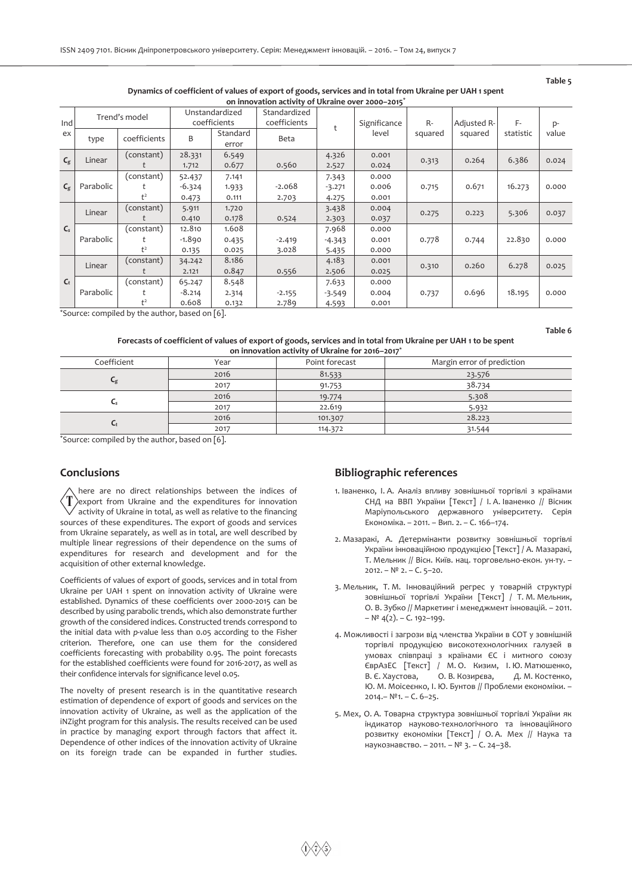Table 5

**Dynamics of coefficient of values of export of goods, services and in total from Ukraine per UAH 1 spent on innovation activity of Ukraine over 2000–2015***

| Index | Trend's model | | Unstandardized coefficients | | Standardized coefficients | t | Significance level | R-squared | Adjusted R-squared | F-statistic | p-value |
|---|---|---|---|---|---|---|---|---|---|---|---|
| | type | coefficients | B | Standard error | Beta | | | | | | |
| $C_g$ | Linear | (constant) | 28.331 | 6.549 | | 4.326 | 0.001 | 0.313 | 0.264 | 6.386 | 0.024 |
| | | $t$ | 1.712 | 0.677 | 0.560 | 2.527 | 0.024 | | | | |
| $C_g$ | Parabolic | (constant) | 52.437 | 7.141 | | 7.343 | 0.000 | 0.715 | 0.671 | 16.273 | 0.000 |
| | | $t$ | -6.324 | 1.933 | -2.068 | -3.271 | 0.006 | | | | |
| | | $t^2$ | 0.473 | 0.111 | 2.703 | 4.275 | 0.001 | | | | |
| $C_s$ | Linear | (constant) | 5.911 | 1.720 | | 3.438 | 0.004 | 0.275 | 0.223 | 5.306 | 0.037 |
| | | $t$ | 0.410 | 0.178 | 0.524 | 2.303 | 0.037 | | | | |
| | Parabolic | (constant) | 12.810 | 1.608 | | 7.968 | 0.000 | 0.778 | 0.744 | 22.830 | 0.000 |
| | | $t$ | -1.890 | 0.435 | -2.419 | -4.343 | 0.001 | | | | |
| | | $t^2$ | 0.135 | 0.025 | 3.028 | 5.435 | 0.000 | | | | |
| $C_t$ | Linear | (constant) | 34.242 | 8.186 | | 4.183 | 0.001 | 0.310 | 0.260 | 6.278 | 0.025 |
| | | $t$ | 2.121 | 0.847 | 0.556 | 2.506 | 0.025 | | | | |
| | Parabolic | (constant) | 65.247 | 8.548 | | 7.633 | 0.000 | 0.737 | 0.696 | 18.195 | 0.000 |
| | | $t$ | -8.214 | 2.314 | -2.155 | -3.549 | 0.004 | | | | |
| | | $t^2$ | 0.608 | 0.132 | 2.789 | 4.593 | 0.001 | | | | |

*Source: compiled by the author, based on [6].

Table 6

**Forecasts of coefficient of values of export of goods, services and in total from Ukraine per UAH 1 to be spent on innovation activity of Ukraine for 2016–2017***

| Coefficient | Year | Point forecast | Margin error of prediction |
|---|---|---|---|
| $C_g$ | 2016 | 81.533 | 23.576 |
| | 2017 | 91.753 | 38.734 |
| $C_s$ | 2016 | 19.774 | 5.308 |
| | 2017 | 22.619 | 5.932 |
| $C_t$ | 2016 | 101.307 | 28.223 |
| | 2017 | 114.372 | 31.544 |

*Source: compiled by the author, based on [6].

## Conclusions

There are no direct relationships between the indices of export from Ukraine and the expenditures for innovation activity of Ukraine in total, as well as relative to the financing sources of these expenditures. The export of goods and services from Ukraine separately, as well as in total, are well described by multiple linear regressions of their dependence on the sums of expenditures for research and development and for the acquisition of other external knowledge.

Coefficients of values of export of goods, services and in total from Ukraine per UAH 1 spent on innovation activity of Ukraine were established. Dynamics of these coefficients over 2000-2015 can be described by using parabolic trends, which also demonstrate further growth of the considered indices. Constructed trends correspond to the initial data with *p*-value less than 0.05 according to the Fisher criterion. Therefore, one can use them for the considered coefficients forecasting with probability 0.95. The point forecasts for the established coefficients were found for 2016-2017, as well as their confidence intervals for significance level 0.05.

The novelty of present research is in the quantitative research estimation of dependence of export of goods and services on the innovation activity of Ukraine, as well as the application of the iNZight program for this analysis. The results received can be used in practice by managing export through factors that affect it. Dependence of other indices of the innovation activity of Ukraine on its foreign trade can be expanded in further studies.

## Bibliographic references

1. Іваненко, І. А. Аналіз впливу зовнішньої торгівлі з країнами СНД на ВВП України [Текст] / І. А. Іваненко // Вісник Маріупольського державного університету. Серія Економіка. – 2011. – Вип. 2. – С. 166–174.
2. Мазаракі, А. Детермінанти розвитку зовнішньої торгівлі України інноваційною продукцією [Текст] / А. Мазаракі, Т. Мельник // Вісн. Київ. нац. торговельно-екон. ун-ту. – 2012. – № 2. – С. 5–20.
3. Мельник, Т. М. Інноваційний регрес у товарній структурі зовнішньої торгівлі України [Текст] / Т. М. Мельник, О. В. Зубко // Маркетинг і менеджмент інновацій. – 2011. – № 4(2). – С. 192–199.
4. Можливості і загрози від членства України в СОТ у зовнішній торгівлі продукцією високотехнологічних галузей в умовах співпраці з країнами ЄС і митного союзу ЄврАзЕС [Текст] / М. О. Кизим, І. Ю. Матюшенко, В. Є. Хаустова, О. В. Козирєва, Д. М. Костенко, Ю. М. Моісеєнко, І. Ю. Бунтов // Проблеми економіки. – 2014.– №1. – С. 6–25.
5. Мех, О. А. Товарна структура зовнішньої торгівлі України як індикатор науково-технологічного та інноваційного розвитку економіки [Текст] / О. А. Мех // Наука та наукознавство. – 2011. – № 3. – С. 24–38.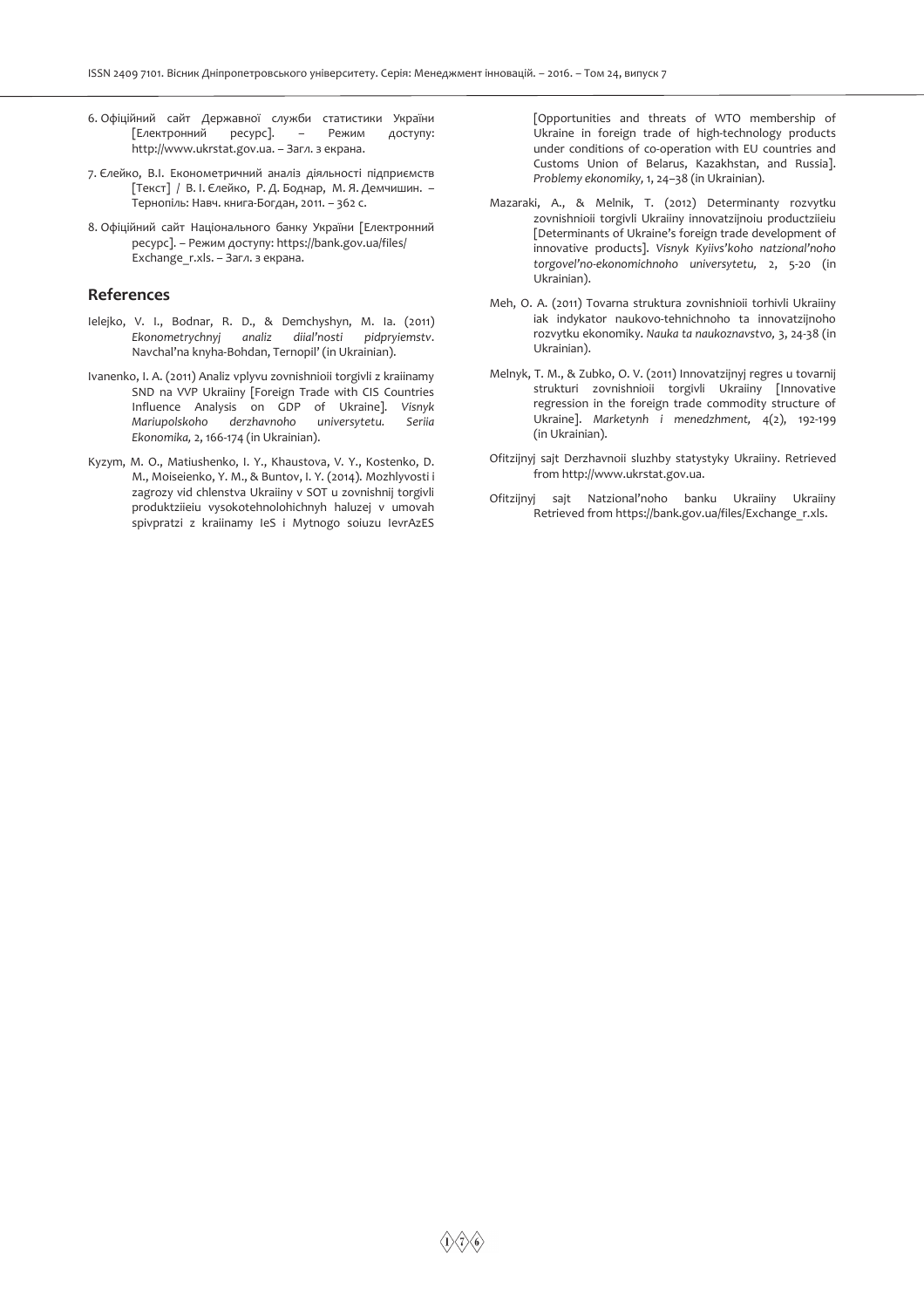6. Офіційний сайт Державної служби статистики України [Електронний ресурс]. – Режим доступу: http://www.ukrstat.gov.ua. – Загл. з екрана.

7. Єлейко, В.І. Економетричний аналіз діяльності підприємств [Текст] / В. І. Єлейко, Р. Д. Боднар, М. Я. Демчишин. – Тернопіль: Навч. книга-Богдан, 2011. – 362 с.

8. Офіційний сайт Національного банку України [Електронний ресурс]. – Режим доступу: https://bank.gov.ua/files/ Exchange_r.xls. – Загл. з екрана.

## References

Ielejko, V. I., Bodnar, R. D., & Demchyshyn, M. Ia. (2011) *Ekonometrychnyj analiz diial'nosti pidpryiemstv*. Navchal'na knyha-Bohdan, Ternopil' (in Ukrainian).

Ivanenko, I. A. (2011) Analiz vplyvu zovnishnioii torgivli z kraiinamy SND na VVP Ukraiiny [Foreign Trade with CIS Countries Influence Analysis on GDP of Ukraine]. *Visnyk Mariupolskoho derzhavnoho universytetu. Seriia Ekonomika,* 2, 166-174 (in Ukrainian).

Kyzym, M. O., Matiushenko, I. Y., Khaustova, V. Y., Kostenko, D. M., Moiseienko, Y. M., & Buntov, I. Y. (2014). Mozhlyvosti i zagrozy vid chlenstva Ukraiiny v SOT u zovnishnij torgivli produktziieiu vysokotehnolohichnyh haluzej v umovah spivpratzi z kraiinamy IeS i Mytnogo soiuzu IevrAzES [Opportunities and threats of WTO membership of Ukraine in foreign trade of high-technology products under conditions of co-operation with EU countries and Customs Union of Belarus, Kazakhstan, and Russia]. *Problemy ekonomiky*, 1, 24–38 (in Ukrainian).

Mazaraki, A., & Melnik, T. (2012) Determinanty rozvytku zovnishnioii torgivli Ukraiiny innovatzijnoiu productziieiu [Determinants of Ukraine's foreign trade development of innovative products]. *Visnyk Kyiivs'koho natzional'noho torgovel'no-ekonomichnoho universytetu,* 2, 5-20 (in Ukrainian).

Meh, O. A. (2011) Tovarna struktura zovnishnioii torhivli Ukraiiny iak indykator naukovo-tehnichnoho ta innovatzijnoho rozvytku ekonomiky. *Nauka ta naukoznavstvo,* 3, 24-38 (in Ukrainian).

Melnyk, T. M., & Zubko, O. V. (2011) Innovatzijnyj regres u tovarnij strukturi zovnishnioii torgivli Ukraiiny [Innovative regression in the foreign trade commodity structure of Ukraine]. *Marketynh i menedzhment,* 4(2), 192-199 (in Ukrainian).

Ofitzijnyj sajt Derzhavnoii sluzhby statystyky Ukraiiny. Retrieved from http://www.ukrstat.gov.ua.

Ofitzijnyj sajt Natzional'noho banku Ukraiiny Ukraiiny Retrieved from https://bank.gov.ua/files/Exchange_r.xls.